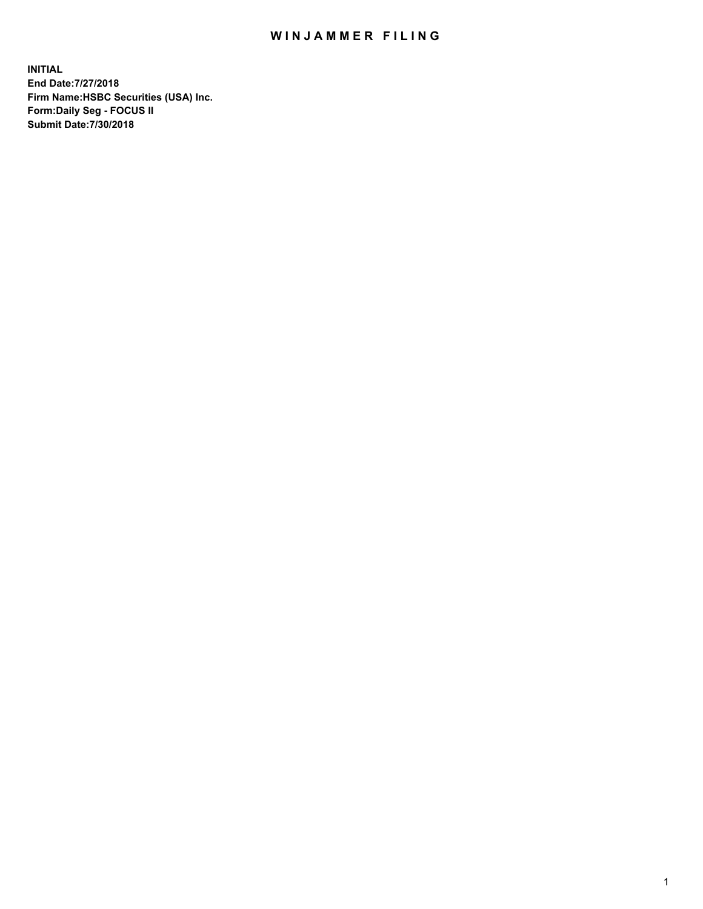# WINJAMMER FILING

**INITIAL**
**End Date:7/27/2018**
**Firm Name:HSBC Securities (USA) Inc.**
**Form:Daily Seg - FOCUS II**
**Submit Date:7/30/2018**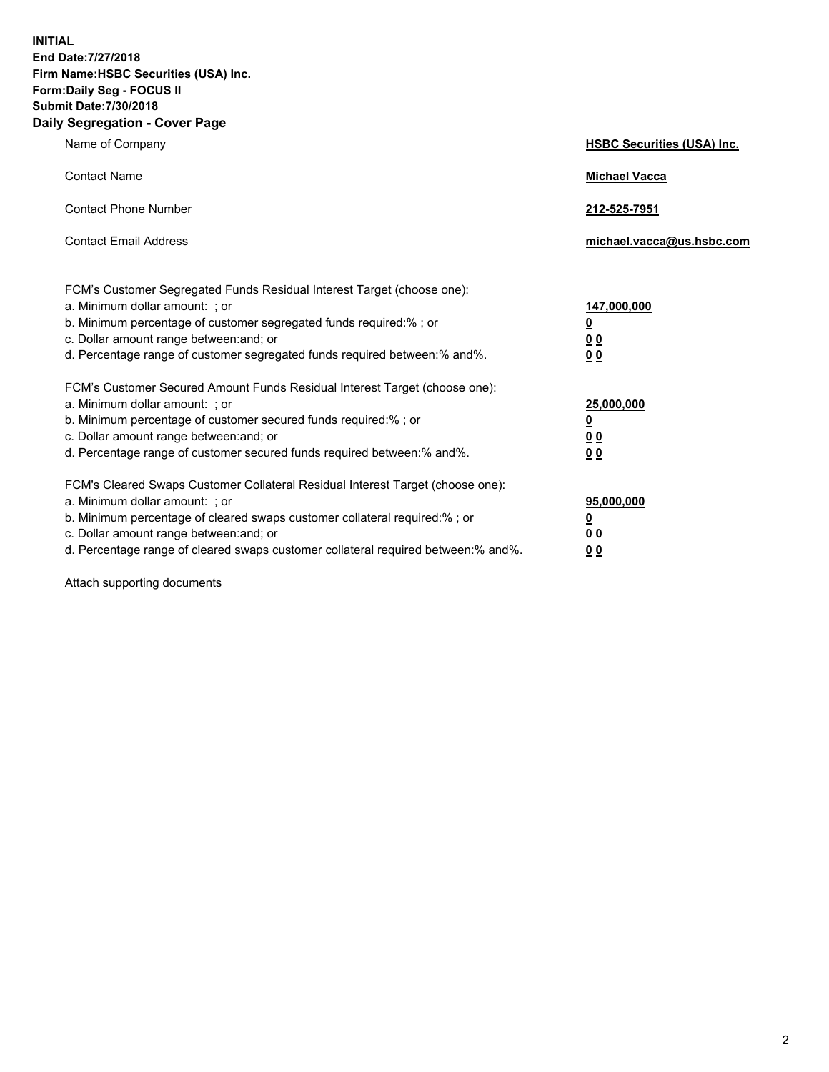**INITIAL**
**End Date:7/27/2018**
**Firm Name:HSBC Securities (USA) Inc.**
**Form:Daily Seg - FOCUS II**
**Submit Date:7/30/2018**

## Daily Segregation - Cover Page

| | |
|---|---|
| Name of Company | **HSBC Securities (USA) Inc.** |
| Contact Name | **Michael Vacca** |
| Contact Phone Number | **212-525-7951** |
| Contact Email Address | **michael.vacca@us.hsbc.com** |

| | |
|---|---|
| FCM's Customer Segregated Funds Residual Interest Target (choose one): | |
| a. Minimum dollar amount: ; or | **147,000,000** |
| b. Minimum percentage of customer segregated funds required:% ; or | **0** |
| c. Dollar amount range between:and; or | **0 0** |
| d. Percentage range of customer segregated funds required between:% and%. | **0 0** |
| FCM's Customer Secured Amount Funds Residual Interest Target (choose one): | |
| a. Minimum dollar amount: ; or | **25,000,000** |
| b. Minimum percentage of customer secured funds required:% ; or | **0** |
| c. Dollar amount range between:and; or | **0 0** |
| d. Percentage range of customer secured funds required between:% and%. | **0 0** |
| FCM's Cleared Swaps Customer Collateral Residual Interest Target (choose one): | |
| a. Minimum dollar amount: ; or | **95,000,000** |
| b. Minimum percentage of cleared swaps customer collateral required:% ; or | **0** |
| c. Dollar amount range between:and; or | **0 0** |
| d. Percentage range of cleared swaps customer collateral required between:% and%. | **0 0** |

Attach supporting documents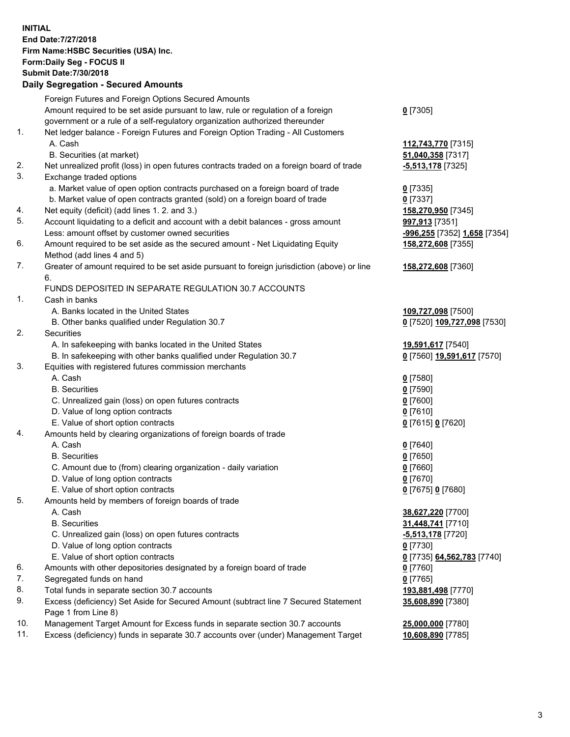**INITIAL**
**End Date:7/27/2018**
**Firm Name:HSBC Securities (USA) Inc.**
**Form:Daily Seg - FOCUS II**
**Submit Date:7/30/2018**
## Daily Segregation - Secured Amounts

| | | |
|---|---|---|
| | Foreign Futures and Foreign Options Secured Amounts | |
| | Amount required to be set aside pursuant to law, rule or regulation of a foreign government or a rule of a self-regulatory organization authorized thereunder | **0** [7305] |
| 1. | Net ledger balance - Foreign Futures and Foreign Option Trading - All Customers | |
| | A. Cash | **112,743,770** [7315] |
| | B. Securities (at market) | **51,040,358** [7317] |
| 2. | Net unrealized profit (loss) in open futures contracts traded on a foreign board of trade | **-5,513,178** [7325] |
| 3. | Exchange traded options | |
| | a. Market value of open option contracts purchased on a foreign board of trade | **0** [7335] |
| | b. Market value of open contracts granted (sold) on a foreign board of trade | **0** [7337] |
| 4. | Net equity (deficit) (add lines 1. 2. and 3.) | **158,270,950** [7345] |
| 5. | Account liquidating to a deficit and account with a debit balances - gross amount | **997,913** [7351] |
| | Less: amount offset by customer owned securities | **-996,255** [7352] **1,658** [7354] |
| 6. | Amount required to be set aside as the secured amount - Net Liquidating Equity Method (add lines 4 and 5) | **158,272,608** [7355] |
| 7. | Greater of amount required to be set aside pursuant to foreign jurisdiction (above) or line 6. | **158,272,608** [7360] |
| | FUNDS DEPOSITED IN SEPARATE REGULATION 30.7 ACCOUNTS | |
| 1. | Cash in banks | |
| | A. Banks located in the United States | **109,727,098** [7500] |
| | B. Other banks qualified under Regulation 30.7 | **0** [7520] **109,727,098** [7530] |
| 2. | Securities | |
| | A. In safekeeping with banks located in the United States | **19,591,617** [7540] |
| | B. In safekeeping with other banks qualified under Regulation 30.7 | **0** [7560] **19,591,617** [7570] |
| 3. | Equities with registered futures commission merchants | |
| | A. Cash | **0** [7580] |
| | B. Securities | **0** [7590] |
| | C. Unrealized gain (loss) on open futures contracts | **0** [7600] |
| | D. Value of long option contracts | **0** [7610] |
| | E. Value of short option contracts | **0** [7615] **0** [7620] |
| 4. | Amounts held by clearing organizations of foreign boards of trade | |
| | A. Cash | **0** [7640] |
| | B. Securities | **0** [7650] |
| | C. Amount due to (from) clearing organization - daily variation | **0** [7660] |
| | D. Value of long option contracts | **0** [7670] |
| | E. Value of short option contracts | **0** [7675] **0** [7680] |
| 5. | Amounts held by members of foreign boards of trade | |
| | A. Cash | **38,627,220** [7700] |
| | B. Securities | **31,448,741** [7710] |
| | C. Unrealized gain (loss) on open futures contracts | **-5,513,178** [7720] |
| | D. Value of long option contracts | **0** [7730] |
| | E. Value of short option contracts | **0** [7735] **64,562,783** [7740] |
| 6. | Amounts with other depositories designated by a foreign board of trade | **0** [7760] |
| 7. | Segregated funds on hand | **0** [7765] |
| 8. | Total funds in separate section 30.7 accounts | **193,881,498** [7770] |
| 9. | Excess (deficiency) Set Aside for Secured Amount (subtract line 7 Secured Statement Page 1 from Line 8) | **35,608,890** [7380] |
| 10. | Management Target Amount for Excess funds in separate section 30.7 accounts | **25,000,000** [7780] |
| 11. | Excess (deficiency) funds in separate 30.7 accounts over (under) Management Target | **10,608,890** [7785] |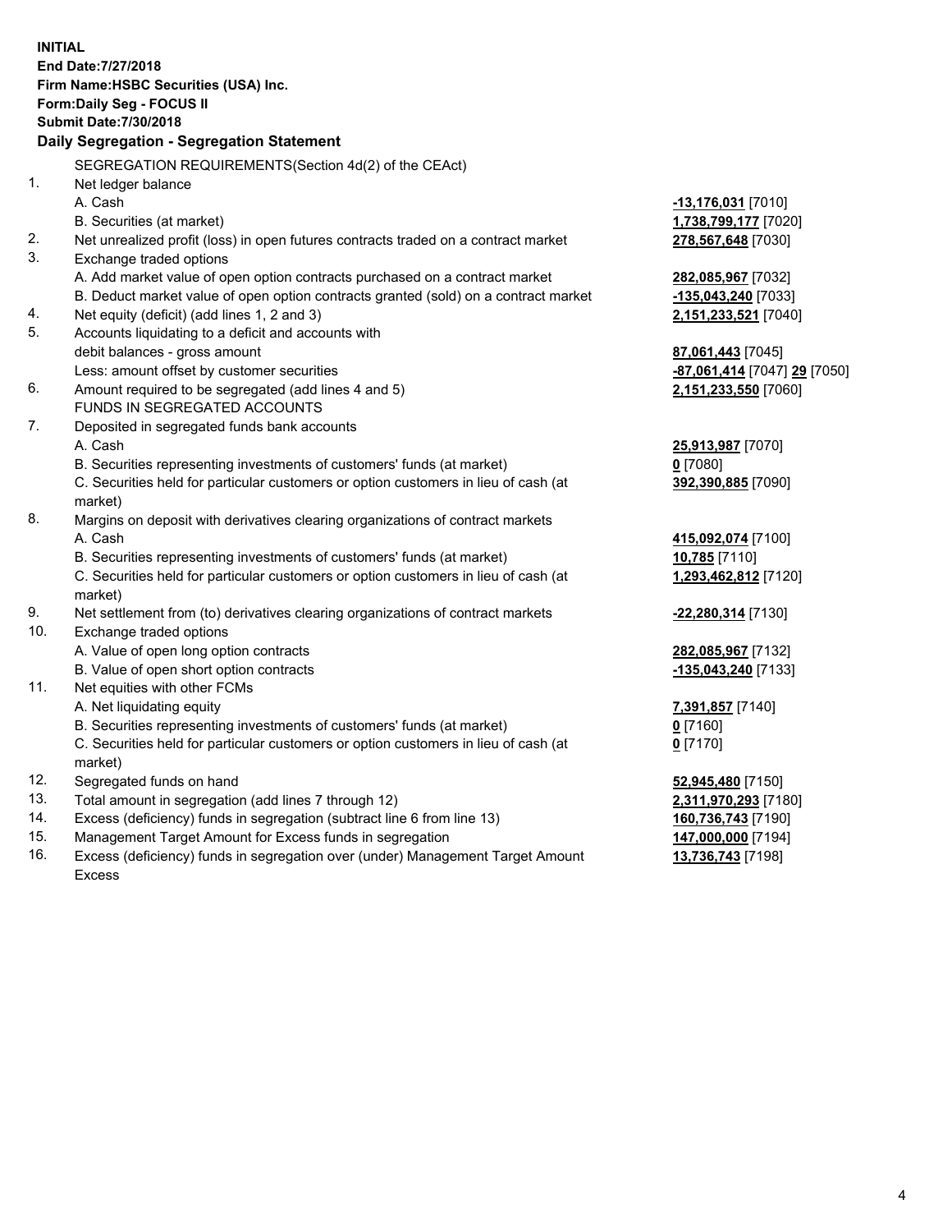**INITIAL**
**End Date:7/27/2018**
**Firm Name:HSBC Securities (USA) Inc.**
**Form:Daily Seg - FOCUS II**
**Submit Date:7/30/2018**

## Daily Segregation - Segregation Statement

SEGREGATION REQUIREMENTS(Section 4d(2) of the CEAct)

| | | |
|---|---|---|
| 1. | Net ledger balance | |
| | A. Cash | -13,176,031 [7010] |
| | B. Securities (at market) | 1,738,799,177 [7020] |
| 2. | Net unrealized profit (loss) in open futures contracts traded on a contract market | 278,567,648 [7030] |
| 3. | Exchange traded options | |
| | A. Add market value of open option contracts purchased on a contract market | 282,085,967 [7032] |
| | B. Deduct market value of open option contracts granted (sold) on a contract market | -135,043,240 [7033] |
| 4. | Net equity (deficit) (add lines 1, 2 and 3) | 2,151,233,521 [7040] |
| 5. | Accounts liquidating to a deficit and accounts with debit balances - gross amount | 87,061,443 [7045] |
| | Less: amount offset by customer securities | -87,061,414 [7047] 29 [7050] |
| 6. | Amount required to be segregated (add lines 4 and 5) | 2,151,233,550 [7060] |
| | FUNDS IN SEGREGATED ACCOUNTS | |
| 7. | Deposited in segregated funds bank accounts | |
| | A. Cash | 25,913,987 [7070] |
| | B. Securities representing investments of customers' funds (at market) | 0 [7080] |
| | C. Securities held for particular customers or option customers in lieu of cash (at market) | 392,390,885 [7090] |
| 8. | Margins on deposit with derivatives clearing organizations of contract markets | |
| | A. Cash | 415,092,074 [7100] |
| | B. Securities representing investments of customers' funds (at market) | 10,785 [7110] |
| | C. Securities held for particular customers or option customers in lieu of cash (at market) | 1,293,462,812 [7120] |
| 9. | Net settlement from (to) derivatives clearing organizations of contract markets | -22,280,314 [7130] |
| 10. | Exchange traded options | |
| | A. Value of open long option contracts | 282,085,967 [7132] |
| | B. Value of open short option contracts | -135,043,240 [7133] |
| 11. | Net equities with other FCMs | |
| | A. Net liquidating equity | 7,391,857 [7140] |
| | B. Securities representing investments of customers' funds (at market) | 0 [7160] |
| | C. Securities held for particular customers or option customers in lieu of cash (at market) | 0 [7170] |
| 12. | Segregated funds on hand | 52,945,480 [7150] |
| 13. | Total amount in segregation (add lines 7 through 12) | 2,311,970,293 [7180] |
| 14. | Excess (deficiency) funds in segregation (subtract line 6 from line 13) | 160,736,743 [7190] |
| 15. | Management Target Amount for Excess funds in segregation | 147,000,000 [7194] |
| 16. | Excess (deficiency) funds in segregation over (under) Management Target Amount Excess | 13,736,743 [7198] |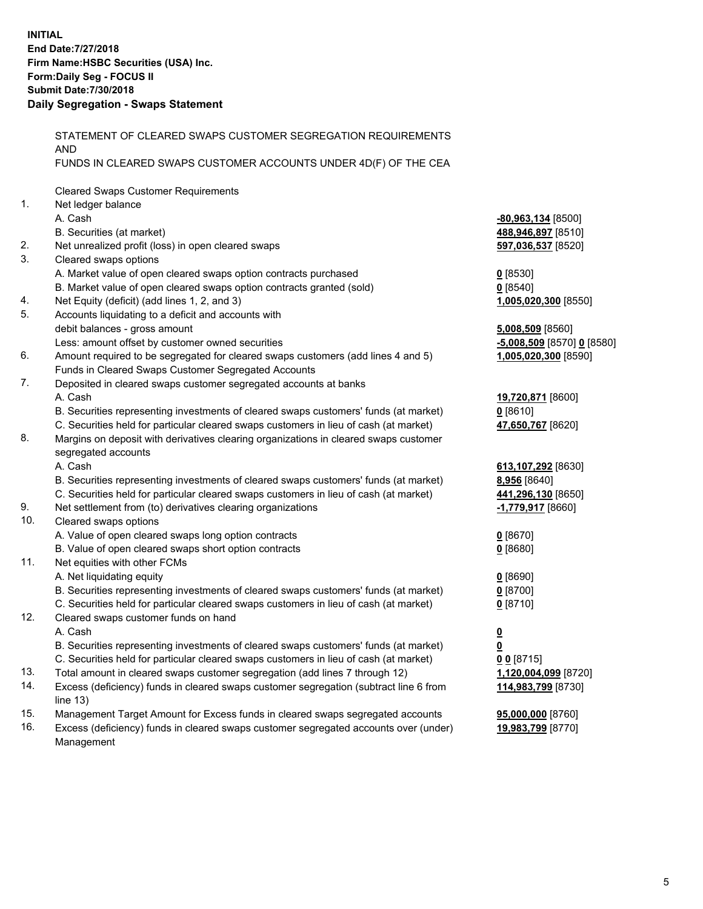**INITIAL**
**End Date:7/27/2018**
**Firm Name:HSBC Securities (USA) Inc.**
**Form:Daily Seg - FOCUS II**
**Submit Date:7/30/2018**
**Daily Segregation - Swaps Statement**

STATEMENT OF CLEARED SWAPS CUSTOMER SEGREGATION REQUIREMENTS AND FUNDS IN CLEARED SWAPS CUSTOMER ACCOUNTS UNDER 4D(F) OF THE CEA

| | | |
|---|---|---|
| | Cleared Swaps Customer Requirements | |
| 1. | Net ledger balance | |
| | A. Cash | **-80,963,134** [8500] |
| | B. Securities (at market) | **488,946,897** [8510] |
| 2. | Net unrealized profit (loss) in open cleared swaps | **597,036,537** [8520] |
| 3. | Cleared swaps options | |
| | A. Market value of open cleared swaps option contracts purchased | **0** [8530] |
| | B. Market value of open cleared swaps option contracts granted (sold) | **0** [8540] |
| 4. | Net Equity (deficit) (add lines 1, 2, and 3) | **1,005,020,300** [8550] |
| 5. | Accounts liquidating to a deficit and accounts with debit balances - gross amount | **5,008,509** [8560] |
| | Less: amount offset by customer owned securities | **-5,008,509** [8570] **0** [8580] |
| 6. | Amount required to be segregated for cleared swaps customers (add lines 4 and 5) | **1,005,020,300** [8590] |
| | Funds in Cleared Swaps Customer Segregated Accounts | |
| 7. | Deposited in cleared swaps customer segregated accounts at banks | |
| | A. Cash | **19,720,871** [8600] |
| | B. Securities representing investments of cleared swaps customers' funds (at market) | **0** [8610] |
| | C. Securities held for particular cleared swaps customers in lieu of cash (at market) | **47,650,767** [8620] |
| 8. | Margins on deposit with derivatives clearing organizations in cleared swaps customer segregated accounts | |
| | A. Cash | **613,107,292** [8630] |
| | B. Securities representing investments of cleared swaps customers' funds (at market) | **8,956** [8640] |
| | C. Securities held for particular cleared swaps customers in lieu of cash (at market) | **441,296,130** [8650] |
| 9. | Net settlement from (to) derivatives clearing organizations | **-1,779,917** [8660] |
| 10. | Cleared swaps options | |
| | A. Value of open cleared swaps long option contracts | **0** [8670] |
| | B. Value of open cleared swaps short option contracts | **0** [8680] |
| 11. | Net equities with other FCMs | |
| | A. Net liquidating equity | **0** [8690] |
| | B. Securities representing investments of cleared swaps customers' funds (at market) | **0** [8700] |
| | C. Securities held for particular cleared swaps customers in lieu of cash (at market) | **0** [8710] |
| 12. | Cleared swaps customer funds on hand | |
| | A. Cash | **0** |
| | B. Securities representing investments of cleared swaps customers' funds (at market) | **0** |
| | C. Securities held for particular cleared swaps customers in lieu of cash (at market) | **0** **0** [8715] |
| 13. | Total amount in cleared swaps customer segregation (add lines 7 through 12) | **1,120,004,099** [8720] |
| 14. | Excess (deficiency) funds in cleared swaps customer segregation (subtract line 6 from line 13) | **114,983,799** [8730] |
| 15. | Management Target Amount for Excess funds in cleared swaps segregated accounts | **95,000,000** [8760] |
| 16. | Excess (deficiency) funds in cleared swaps customer segregated accounts over (under) Management | **19,983,799** [8770] |